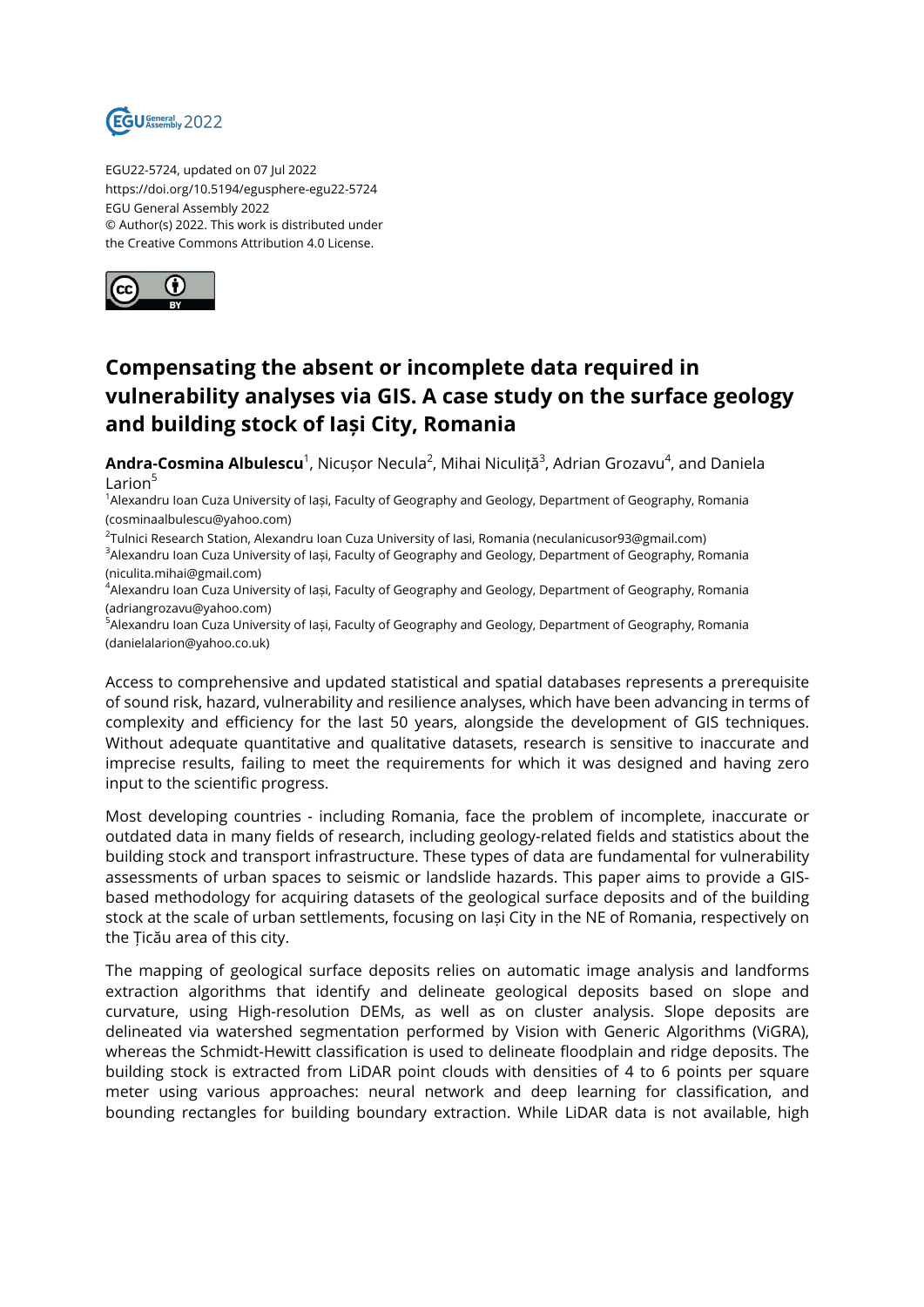EGU22-5724, updated on 07 Jul 2022
https://doi.org/10.5194/egusphere-egu22-5724
EGU General Assembly 2022
© Author(s) 2022. This work is distributed under
the Creative Commons Attribution 4.0 License.

# Compensating the absent or incomplete data required in vulnerability analyses via GIS. A case study on the surface geology and building stock of Iași City, Romania

**Andra-Cosmina Albulescu**[1], Nicușor Necula[2], Mihai Niculiță[3], Adrian Grozavu[4], and Daniela Larion[5]

[1]Alexandru Ioan Cuza University of Iași, Faculty of Geography and Geology, Department of Geography, Romania (cosminaalbulescu@yahoo.com)
[2]Tulnici Research Station, Alexandru Ioan Cuza University of Iasi, Romania (neculanicusor93@gmail.com)
[3]Alexandru Ioan Cuza University of Iași, Faculty of Geography and Geology, Department of Geography, Romania (niculita.mihai@gmail.com)
[4]Alexandru Ioan Cuza University of Iași, Faculty of Geography and Geology, Department of Geography, Romania (adriangrozavu@yahoo.com)
[5]Alexandru Ioan Cuza University of Iași, Faculty of Geography and Geology, Department of Geography, Romania (danielalarion@yahoo.co.uk)

Access to comprehensive and updated statistical and spatial databases represents a prerequisite of sound risk, hazard, vulnerability and resilience analyses, which have been advancing in terms of complexity and efficiency for the last 50 years, alongside the development of GIS techniques. Without adequate quantitative and qualitative datasets, research is sensitive to inaccurate and imprecise results, failing to meet the requirements for which it was designed and having zero input to the scientific progress.

Most developing countries - including Romania, face the problem of incomplete, inaccurate or outdated data in many fields of research, including geology-related fields and statistics about the building stock and transport infrastructure. These types of data are fundamental for vulnerability assessments of urban spaces to seismic or landslide hazards. This paper aims to provide a GIS-based methodology for acquiring datasets of the geological surface deposits and of the building stock at the scale of urban settlements, focusing on Iași City in the NE of Romania, respectively on the Țicău area of this city.

The mapping of geological surface deposits relies on automatic image analysis and landforms extraction algorithms that identify and delineate geological deposits based on slope and curvature, using High-resolution DEMs, as well as on cluster analysis. Slope deposits are delineated via watershed segmentation performed by Vision with Generic Algorithms (ViGRA), whereas the Schmidt-Hewitt classification is used to delineate floodplain and ridge deposits. The building stock is extracted from LiDAR point clouds with densities of 4 to 6 points per square meter using various approaches: neural network and deep learning for classification, and bounding rectangles for building boundary extraction. While LiDAR data is not available, high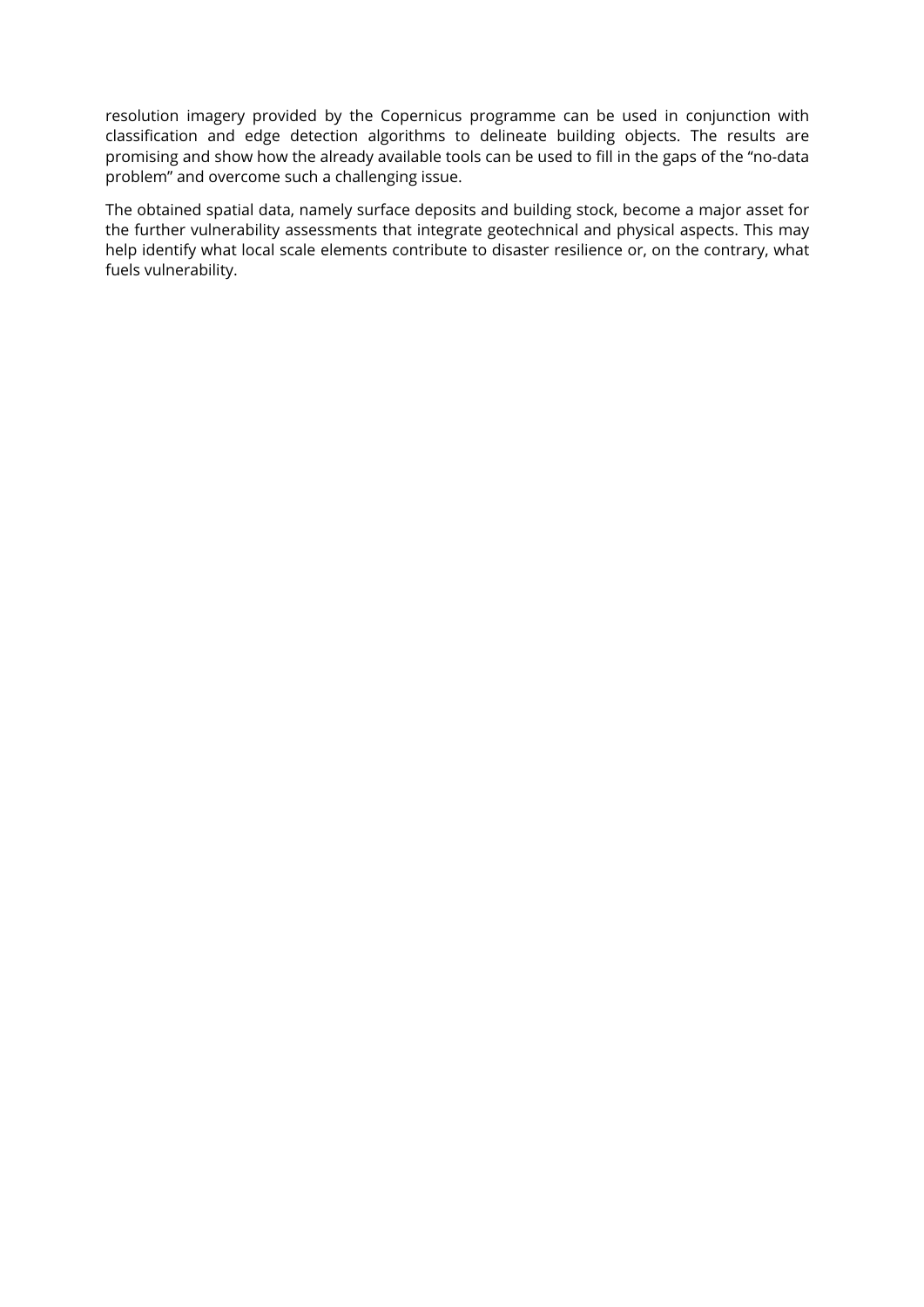resolution imagery provided by the Copernicus programme can be used in conjunction with classification and edge detection algorithms to delineate building objects. The results are promising and show how the already available tools can be used to fill in the gaps of the "no-data problem" and overcome such a challenging issue.

The obtained spatial data, namely surface deposits and building stock, become a major asset for the further vulnerability assessments that integrate geotechnical and physical aspects. This may help identify what local scale elements contribute to disaster resilience or, on the contrary, what fuels vulnerability.